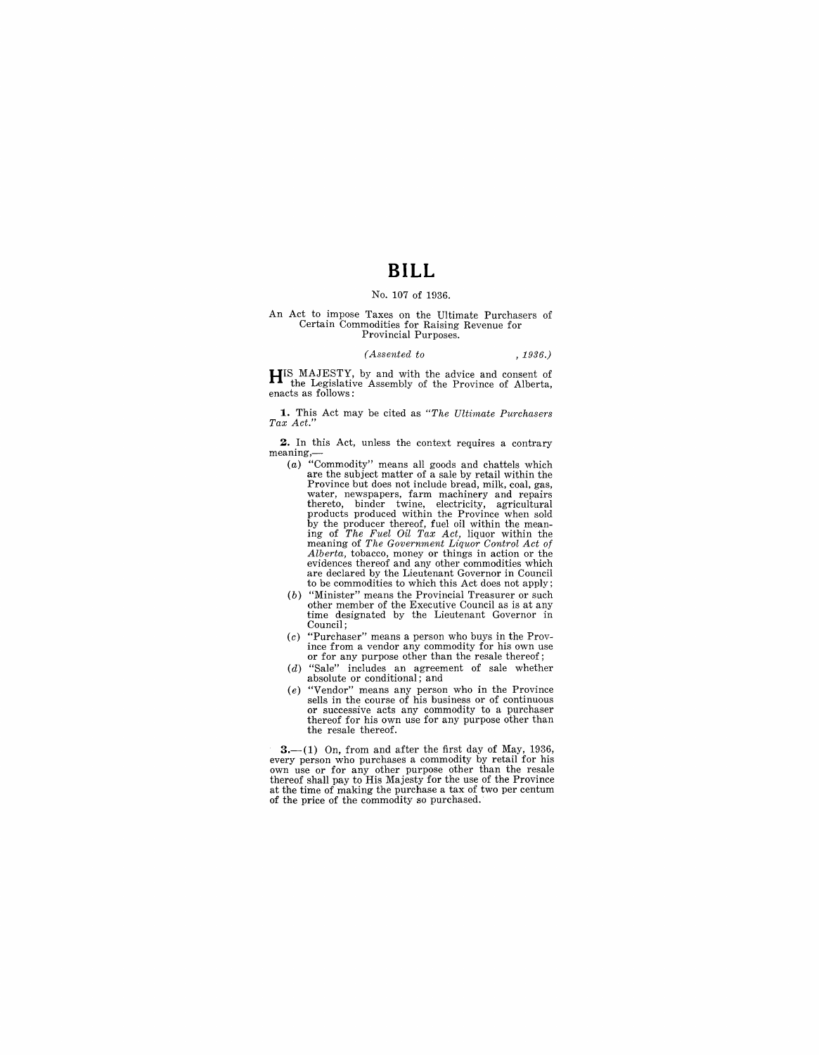# BILL

No. 107 of 1936.

An Act to impose Taxes on the Ultimate Purchasers of Certain Commodities for Raising Revenue for Provincial Purposes.

*(Assented to , 1936.)*

HIS MAJESTY, by and with the advice and consent of the Legislative Assembly of the Province of Alberta, enacts as follows:

**1.** This Act may be cited as *"The Ultimate Purchasers Tax Act."*

**2.** In this Act, unless the context requires a contrary meaning,—

(*a*) "Commodity" means all goods and chattels which are the subject matter of a sale by retail within the Province but does not include bread, milk, coal, gas, water, newspapers, farm machinery and repairs thereto, binder twine, electricity, agricultural products produced within the Province when sold by the producer thereof, fuel oil within the meaning of *The Fuel Oil Tax Act,* liquor within the meaning of *The Government Liquor Control Act of Alberta,* tobacco, money or things in action or the evidences thereof and any other commodities which are declared by the Lieutenant Governor in Council to be commodities to which this Act does not apply;

(*b*) "Minister" means the Provincial Treasurer or such other member of the Executive Council as is at any time designated by the Lieutenant Governor in Council;

(*c*) "Purchaser" means a person who buys in the Province from a vendor any commodity for his own use or for any purpose other than the resale thereof;

(*d*) "Sale" includes an agreement of sale whether absolute or conditional; and

(*e*) "Vendor" means any person who in the Province sells in the course of his business or of continuous or successive acts any commodity to a purchaser thereof for his own use for any purpose other than the resale thereof.

**3.**—(1) On, from and after the first day of May, 1936, every person who purchases a commodity by retail for his own use or for any other purpose other than the resale thereof shall pay to His Majesty for the use of the Province at the time of making the purchase a tax of two per centum of the price of the commodity so purchased.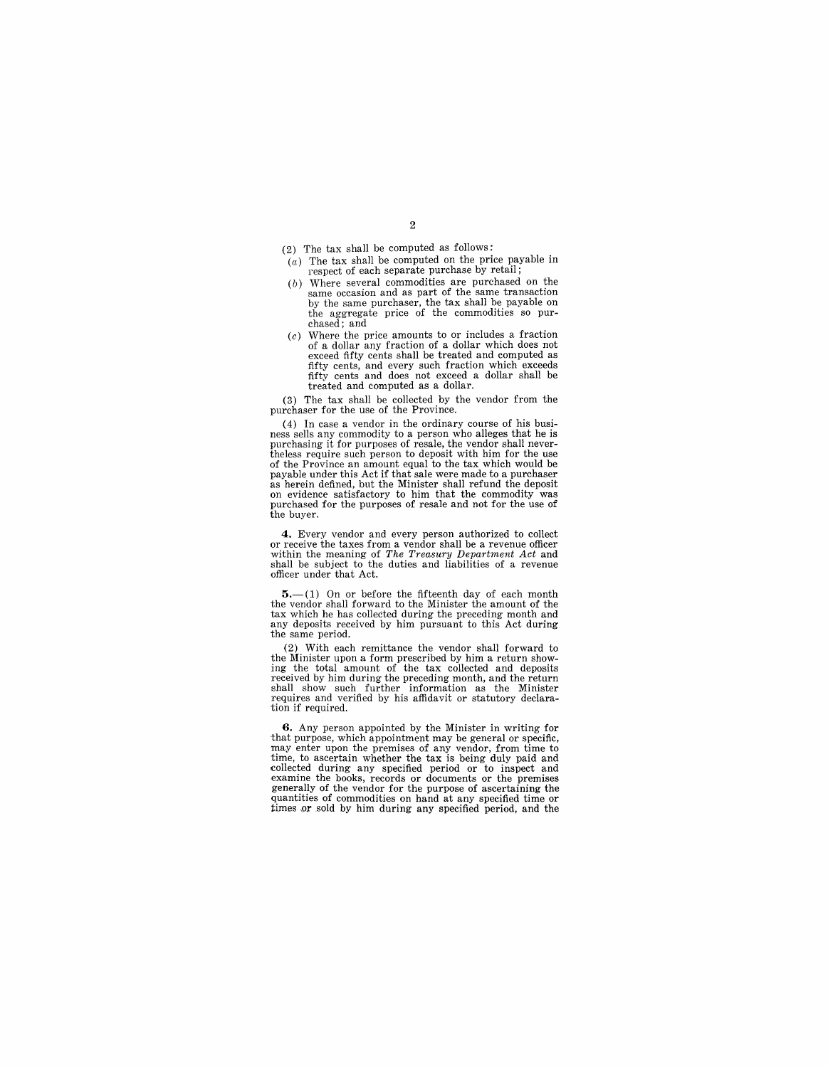(2) The tax shall be computed as follows:

(a) The tax shall be computed on the price payable in respect of each separate purchase by retail;

(b) Where several commodities are purchased on the same occasion and as part of the same transaction by the same purchaser, the tax shall be payable on the aggregate price of the commodities so purchased; and

(c) Where the price amounts to or includes a fraction of a dollar any fraction of a dollar which does not exceed fifty cents shall be treated and computed as fifty cents, and every such fraction which exceeds fifty cents and does not exceed a dollar shall be treated and computed as a dollar.

(3) The tax shall be collected by the vendor from the purchaser for the use of the Province.

(4) In case a vendor in the ordinary course of his business sells any commodity to a person who alleges that he is purchasing it for purposes of resale, the vendor shall nevertheless require such person to deposit with him for the use of the Province an amount equal to the tax which would be payable under this Act if that sale were made to a purchaser as herein defined, but the Minister shall refund the deposit on evidence satisfactory to him that the commodity was purchased for the purposes of resale and not for the use of the buyer.

**4.** Every vendor and every person authorized to collect or receive the taxes from a vendor shall be a revenue officer within the meaning of *The Treasury Department Act* and shall be subject to the duties and liabilities of a revenue officer under that Act.

**5.**—(1) On or before the fifteenth day of each month the vendor shall forward to the Minister the amount of the tax which he has collected during the preceding month and any deposits received by him pursuant to this Act during the same period.

(2) With each remittance the vendor shall forward to the Minister upon a form prescribed by him a return showing the total amount of the tax collected and deposits received by him during the preceding month, and the return shall show such further information as the Minister requires and verified by his affidavit or statutory declaration if required.

**6.** Any person appointed by the Minister in writing for that purpose, which appointment may be general or specific, may enter upon the premises of any vendor, from time to time, to ascertain whether the tax is being duly paid and collected during any specified period or to inspect and examine the books, records or documents or the premises generally of the vendor for the purpose of ascertaining the quantities of commodities on hand at any specified time or times or sold by him during any specified period, and the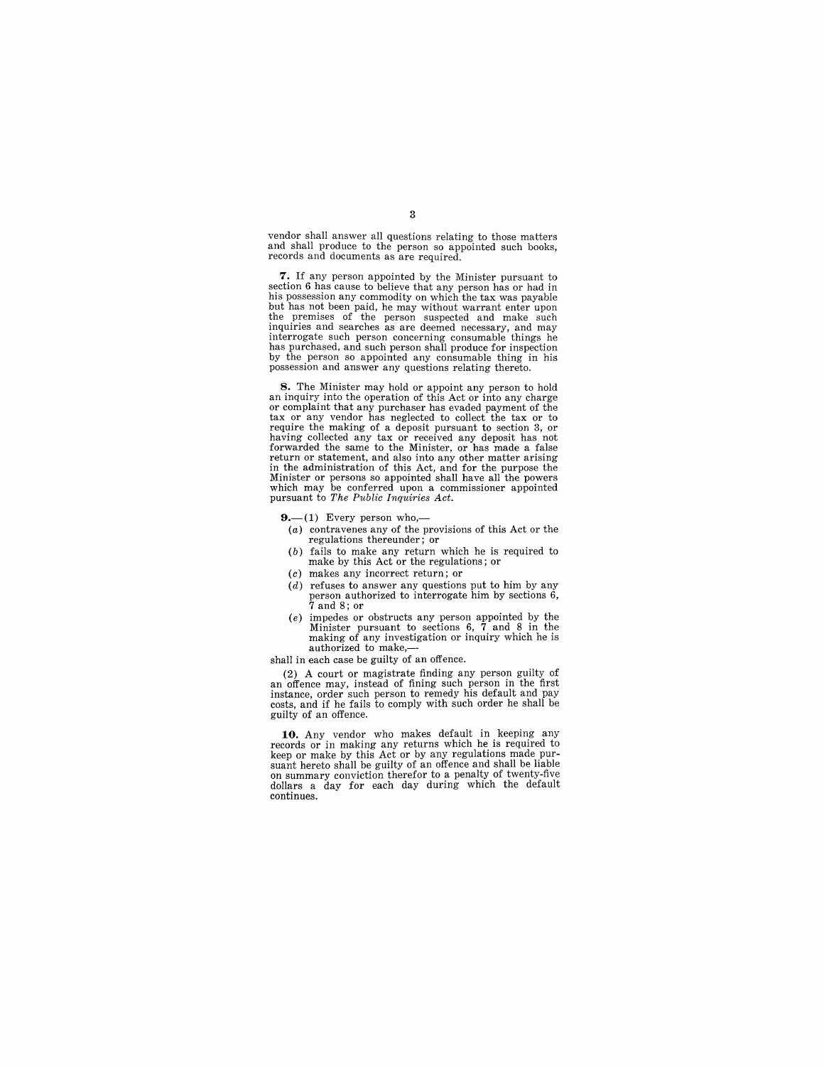vendor shall answer all questions relating to those matters and shall produce to the person so appointed such books, records and documents as are required.

**7.** If any person appointed by the Minister pursuant to section 6 has cause to believe that any person has or had in his possession any commodity on which the tax was payable but has not been paid, he may without warrant enter upon the premises of the person suspected and make such inquiries and searches as are deemed necessary, and may interrogate such person concerning consumable things he has purchased, and such person shall produce for inspection by the person so appointed any consumable thing in his possession and answer any questions relating thereto.

**8.** The Minister may hold or appoint any person to hold an inquiry into the operation of this Act or into any charge or complaint that any purchaser has evaded payment of the tax or any vendor has neglected to collect the tax or to require the making of a deposit pursuant to section 3, or having collected any tax or received any deposit has not forwarded the same to the Minister, or has made a false return or statement, and also into any other matter arising in the administration of this Act, and for the purpose the Minister or persons so appointed shall have all the powers which may be conferred upon a commissioner appointed pursuant to *The Public Inquiries Act*.

**9.**—(1) Every person who,—

(*a*) contravenes any of the provisions of this Act or the regulations thereunder; or

(*b*) fails to make any return which he is required to make by this Act or the regulations; or

(*c*) makes any incorrect return; or

(*d*) refuses to answer any questions put to him by any person authorized to interrogate him by sections 6, 7 and 8; or

(*e*) impedes or obstructs any person appointed by the Minister pursuant to sections 6, 7 and 8 in the making of any investigation or inquiry which he is authorized to make,—

shall in each case be guilty of an offence.

(2) A court or magistrate finding any person guilty of an offence may, instead of fining such person in the first instance, order such person to remedy his default and pay costs, and if he fails to comply with such order he shall be guilty of an offence.

**10.** Any vendor who makes default in keeping any records or in making any returns which he is required to keep or make by this Act or by any regulations made pursuant hereto shall be guilty of an offence and shall be liable on summary conviction therefor to a penalty of twenty-five dollars a day for each day during which the default continues.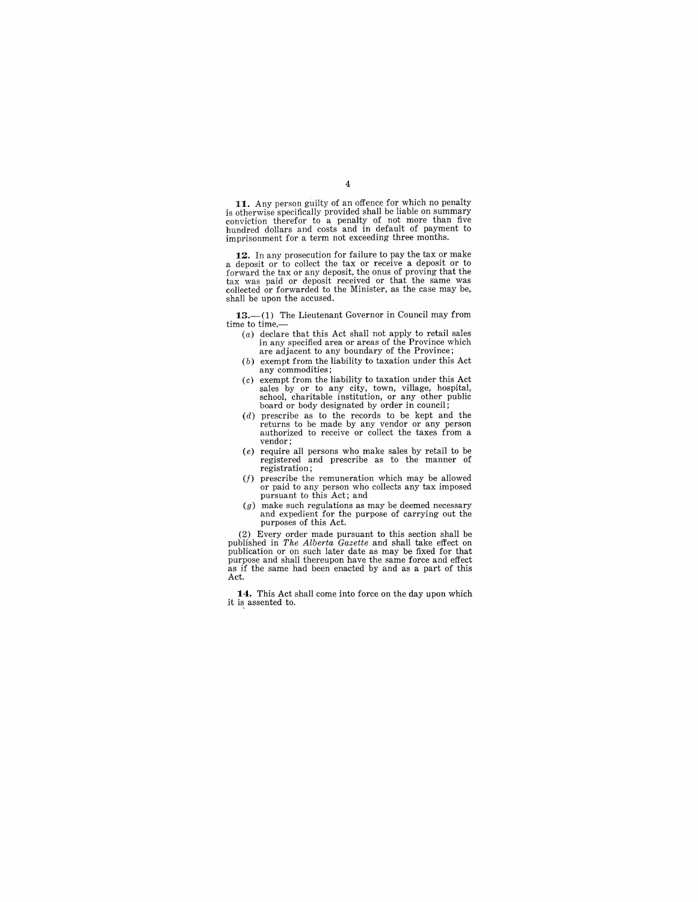**11.** Any person guilty of an offence for which no penalty is otherwise specifically provided shall be liable on summary conviction therefor to a penalty of not more than five hundred dollars and costs and in default of payment to imprisonment for a term not exceeding three months.

**12.** In any prosecution for failure to pay the tax or make a deposit or to collect the tax or receive a deposit or to forward the tax or any deposit, the onus of proving that the tax was paid or deposit received or that the same was collected or forwarded to the Minister, as the case may be, shall be upon the accused.

**13.**—(1) The Lieutenant Governor in Council may from time to time,—

- (*a*) declare that this Act shall not apply to retail sales in any specified area or areas of the Province which are adjacent to any boundary of the Province;
- (*b*) exempt from the liability to taxation under this Act any commodities;
- (*c*) exempt from the liability to taxation under this Act sales by or to any city, town, village, hospital, school, charitable institution, or any other public board or body designated by order in council;
- (*d*) prescribe as to the records to be kept and the returns to be made by any vendor or any person authorized to receive or collect the taxes from a vendor;
- (*e*) require all persons who make sales by retail to be registered and prescribe as to the manner of registration;
- (*f*) prescribe the remuneration which may be allowed or paid to any person who collects any tax imposed pursuant to this Act; and
- (*g*) make such regulations as may be deemed necessary and expedient for the purpose of carrying out the purposes of this Act.

(2) Every order made pursuant to this section shall be published in *The Alberta Gazette* and shall take effect on publication or on such later date as may be fixed for that purpose and shall thereupon have the same force and effect as if the same had been enacted by and as a part of this Act.

**14.** This Act shall come into force on the day upon which it is assented to.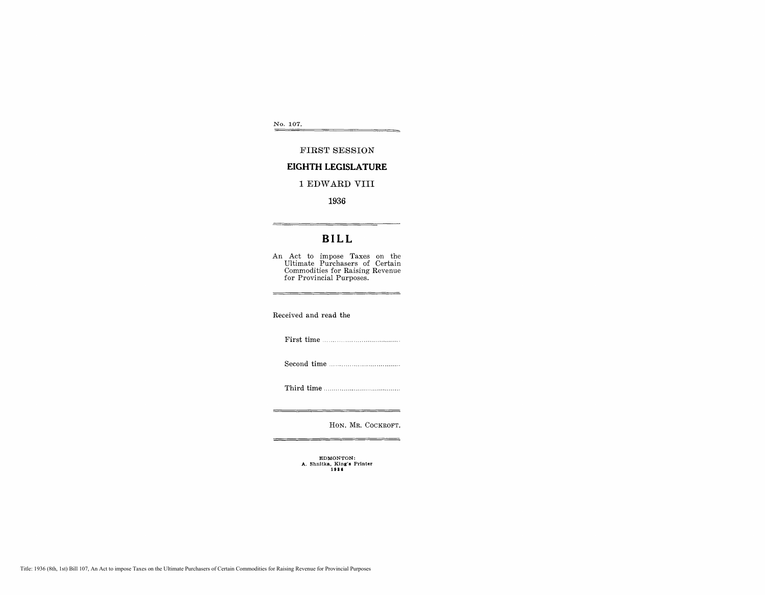No. 107.

FIRST SESSION

## EIGHTH LEGISLATURE

1 EDWARD VIII

1936

# BILL

An Act to impose Taxes on the Ultimate Purchasers of Certain Commodities for Raising Revenue for Provincial Purposes.

Received and read the

First time ......................................

Second time ..................................

Third time ......................................

HON. MR. COCKROFT.

EDMONTON:
A. Shnitka, King's Printer
1936

Title: 1936 (8th, 1st) Bill 107, An Act to impose Taxes on the Ultimate Purchasers of Certain Commodities for Raising Revenue for Provincial Purposes